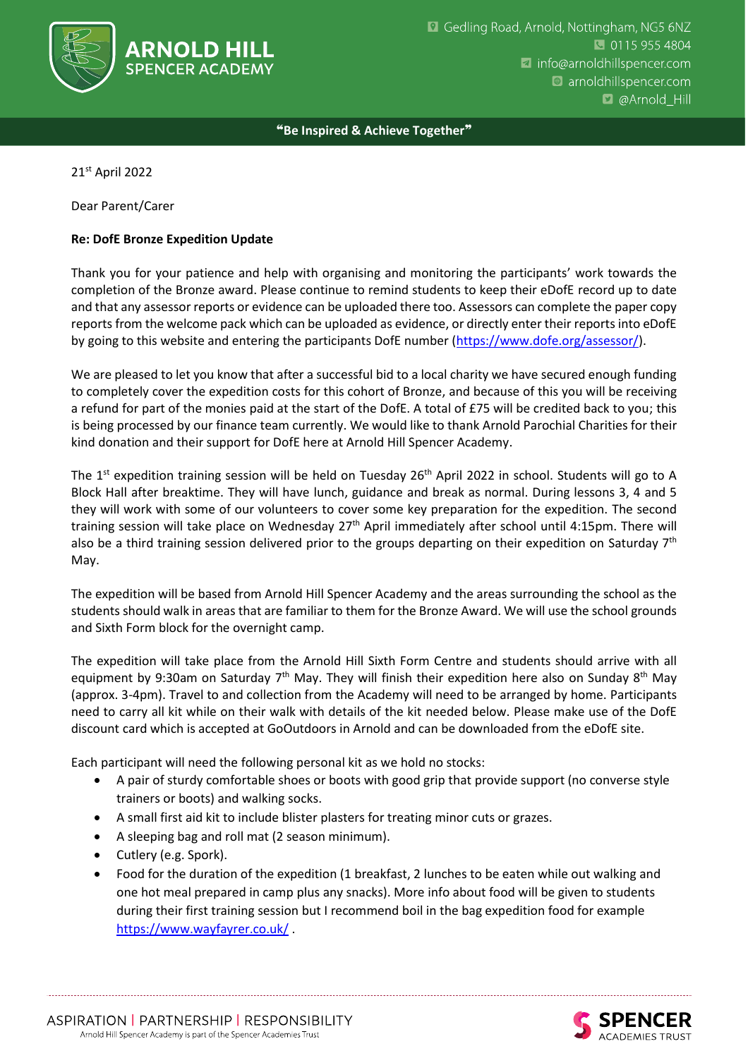# ARNOLD HILL SPENCER ACADEMY

Gedling Road, Arnold, Nottingham, NG5 6NZ
0115 955 4804
info@arnoldhillspencer.com
arnoldhillspencer.com
@Arnold_Hill

**"Be Inspired & Achieve Together"**

21st April 2022

Dear Parent/Carer

**Re: DofE Bronze Expedition Update**

Thank you for your patience and help with organising and monitoring the participants' work towards the completion of the Bronze award. Please continue to remind students to keep their eDofE record up to date and that any assessor reports or evidence can be uploaded there too. Assessors can complete the paper copy reports from the welcome pack which can be uploaded as evidence, or directly enter their reports into eDofE by going to this website and entering the participants DofE number (https://www.dofe.org/assessor/).

We are pleased to let you know that after a successful bid to a local charity we have secured enough funding to completely cover the expedition costs for this cohort of Bronze, and because of this you will be receiving a refund for part of the monies paid at the start of the DofE. A total of £75 will be credited back to you; this is being processed by our finance team currently. We would like to thank Arnold Parochial Charities for their kind donation and their support for DofE here at Arnold Hill Spencer Academy.

The 1st expedition training session will be held on Tuesday 26th April 2022 in school. Students will go to A Block Hall after breaktime. They will have lunch, guidance and break as normal. During lessons 3, 4 and 5 they will work with some of our volunteers to cover some key preparation for the expedition. The second training session will take place on Wednesday 27th April immediately after school until 4:15pm. There will also be a third training session delivered prior to the groups departing on their expedition on Saturday 7th May.

The expedition will be based from Arnold Hill Spencer Academy and the areas surrounding the school as the students should walk in areas that are familiar to them for the Bronze Award. We will use the school grounds and Sixth Form block for the overnight camp.

The expedition will take place from the Arnold Hill Sixth Form Centre and students should arrive with all equipment by 9:30am on Saturday 7th May. They will finish their expedition here also on Sunday 8th May (approx. 3-4pm). Travel to and collection from the Academy will need to be arranged by home. Participants need to carry all kit while on their walk with details of the kit needed below. Please make use of the DofE discount card which is accepted at GoOutdoors in Arnold and can be downloaded from the eDofE site.

Each participant will need the following personal kit as we hold no stocks:

- A pair of sturdy comfortable shoes or boots with good grip that provide support (no converse style trainers or boots) and walking socks.
- A small first aid kit to include blister plasters for treating minor cuts or grazes.
- A sleeping bag and roll mat (2 season minimum).
- Cutlery (e.g. Spork).
- Food for the duration of the expedition (1 breakfast, 2 lunches to be eaten while out walking and one hot meal prepared in camp plus any snacks). More info about food will be given to students during their first training session but I recommend boil in the bag expedition food for example https://www.wayfayrer.co.uk/ .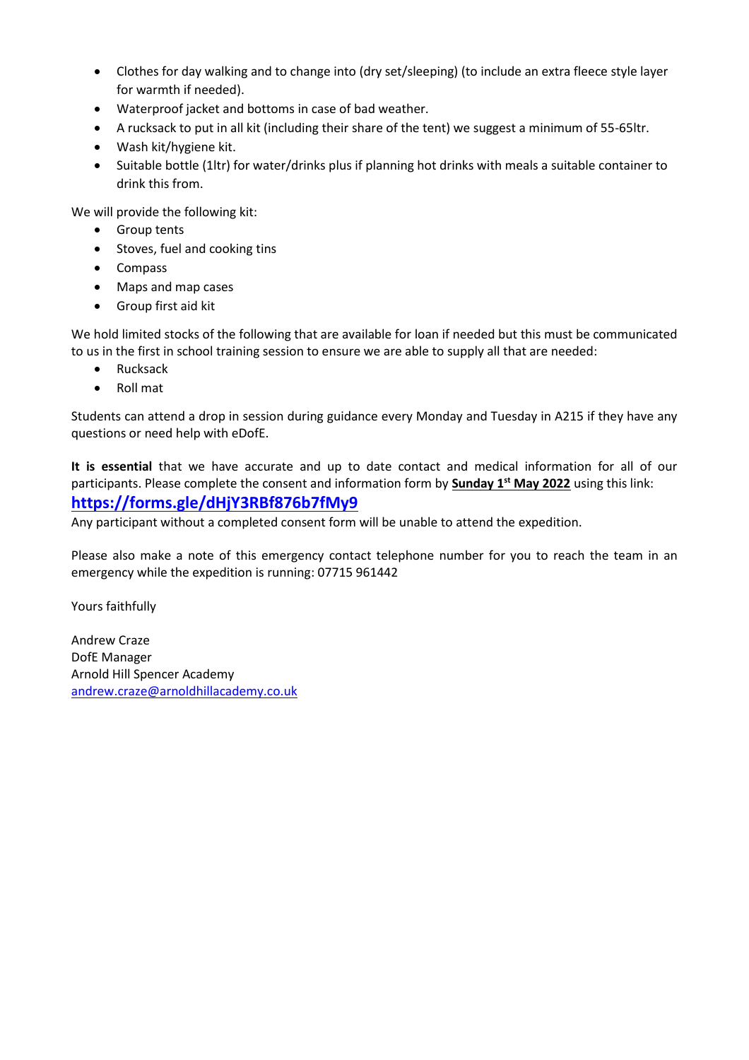- Clothes for day walking and to change into (dry set/sleeping) (to include an extra fleece style layer for warmth if needed).
- Waterproof jacket and bottoms in case of bad weather.
- A rucksack to put in all kit (including their share of the tent) we suggest a minimum of 55-65ltr.
- Wash kit/hygiene kit.
- Suitable bottle (1ltr) for water/drinks plus if planning hot drinks with meals a suitable container to drink this from.

We will provide the following kit:

- Group tents
- Stoves, fuel and cooking tins
- Compass
- Maps and map cases
- Group first aid kit

We hold limited stocks of the following that are available for loan if needed but this must be communicated to us in the first in school training session to ensure we are able to supply all that are needed:

- Rucksack
- Roll mat

Students can attend a drop in session during guidance every Monday and Tuesday in A215 if they have any questions or need help with eDofE.

**It is essential** that we have accurate and up to date contact and medical information for all of our participants. Please complete the consent and information form by **Sunday 1st May 2022** using this link:

**https://forms.gle/dHjY3RBf876b7fMy9**

Any participant without a completed consent form will be unable to attend the expedition.

Please also make a note of this emergency contact telephone number for you to reach the team in an emergency while the expedition is running: 07715 961442

Yours faithfully

Andrew Craze
DofE Manager
Arnold Hill Spencer Academy
andrew.craze@arnoldhillacademy.co.uk